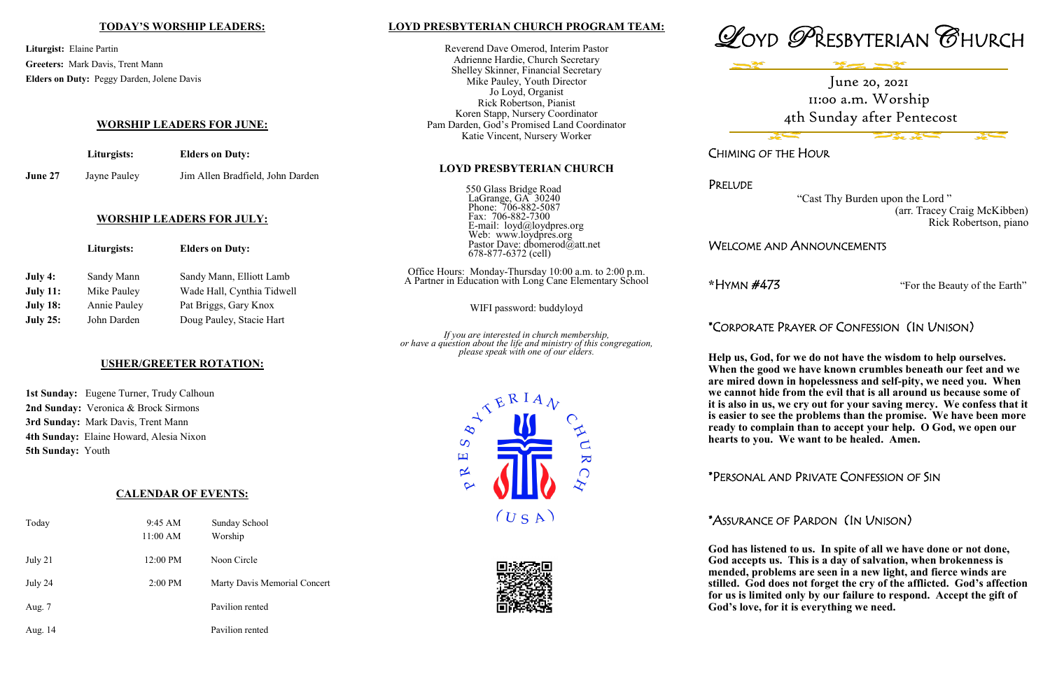**TODAY'S WORSHIP LEADERS:**

**Liturgist:** Elaine Partin
**Greeters:** Mark Davis, Trent Mann
**Elders on Duty:** Peggy Darden, Jolene Davis

**WORSHIP LEADERS FOR JUNE:**

| | Liturgists: | Elders on Duty: |
|---|---|---|
| **June 27** | Jayne Pauley | Jim Allen Bradfield, John Darden |

**WORSHIP LEADERS FOR JULY:**

| | Liturgists: | Elders on Duty: |
|---|---|---|
| **July 4:** | Sandy Mann | Sandy Mann, Elliott Lamb |
| **July 11:** | Mike Pauley | Wade Hall, Cynthia Tidwell |
| **July 18:** | Annie Pauley | Pat Briggs, Gary Knox |
| **July 25:** | John Darden | Doug Pauley, Stacie Hart |

**USHER/GREETER ROTATION:**

**1st Sunday:** Eugene Turner, Trudy Calhoun
**2nd Sunday:** Veronica & Brock Sirmons
**3rd Sunday:** Mark Davis, Trent Mann
**4th Sunday:** Elaine Howard, Alesia Nixon
**5th Sunday:** Youth

**CALENDAR OF EVENTS:**

| | | |
|---|---|---|
| Today | 9:45 AM | Sunday School |
| | 11:00 AM | Worship |
| July 21 | 12:00 PM | Noon Circle |
| July 24 | 2:00 PM | Marty Davis Memorial Concert |
| Aug. 7 | | Pavilion rented |
| Aug. 14 | | Pavilion rented |

**LOYD PRESBYTERIAN CHURCH PROGRAM TEAM:**

Reverend Dave Omerod, Interim Pastor
Adrienne Hardie, Church Secretary
Shelley Skinner, Financial Secretary
Mike Pauley, Youth Director
Jo Loyd, Organist
Rick Robertson, Pianist
Koren Stapp, Nursery Coordinator
Pam Darden, God's Promised Land Coordinator
Katie Vincent, Nursery Worker

**LOYD PRESBYTERIAN CHURCH**

550 Glass Bridge Road
LaGrange, GA 30240
Phone: 706-882-5087
Fax: 706-882-7300
E-mail: loyd@loydpres.org
Web: www.loydpres.org
Pastor Dave: dbomerod@att.net
678-877-6372 (cell)

Office Hours: Monday-Thursday 10:00 a.m. to 2:00 p.m.
A Partner in Education with Long Cane Elementary School

WIFI password: buddyloyd

*If you are interested in church membership, or have a question about the life and ministry of this congregation, please speak with one of our elders.*

PRESBYTERIAN CHURCH (USA)

# Loyd Presbyterian Church

June 20, 2021
11:00 a.m. Worship
4th Sunday after Pentecost

## Chiming of the Hour

## Prelude

"Cast Thy Burden upon the Lord"
(arr. Tracey Craig McKibben)
Rick Robertson, piano

## Welcome and Announcements

## *Hymn #473 — "For the Beauty of the Earth"

## *Corporate Prayer of Confession (In Unison)

**Help us, God, for we do not have the wisdom to help ourselves. When the good we have known crumbles beneath our feet and we are mired down in hopelessness and self-pity, we need you. When we cannot hide from the evil that is all around us because some of it is also in us, we cry out for your saving mercy. We confess that it is easier to see the problems than the promise. We have been more ready to complain than to accept your help. O God, we open our hearts to you. We want to be healed. Amen.**

## *Personal and Private Confession of Sin

## *Assurance of Pardon (In Unison)

**God has listened to us. In spite of all we have done or not done, God accepts us. This is a day of salvation, when brokenness is mended, problems are seen in a new light, and fierce winds are stilled. God does not forget the cry of the afflicted. God's affection for us is limited only by our failure to respond. Accept the gift of God's love, for it is everything we need.**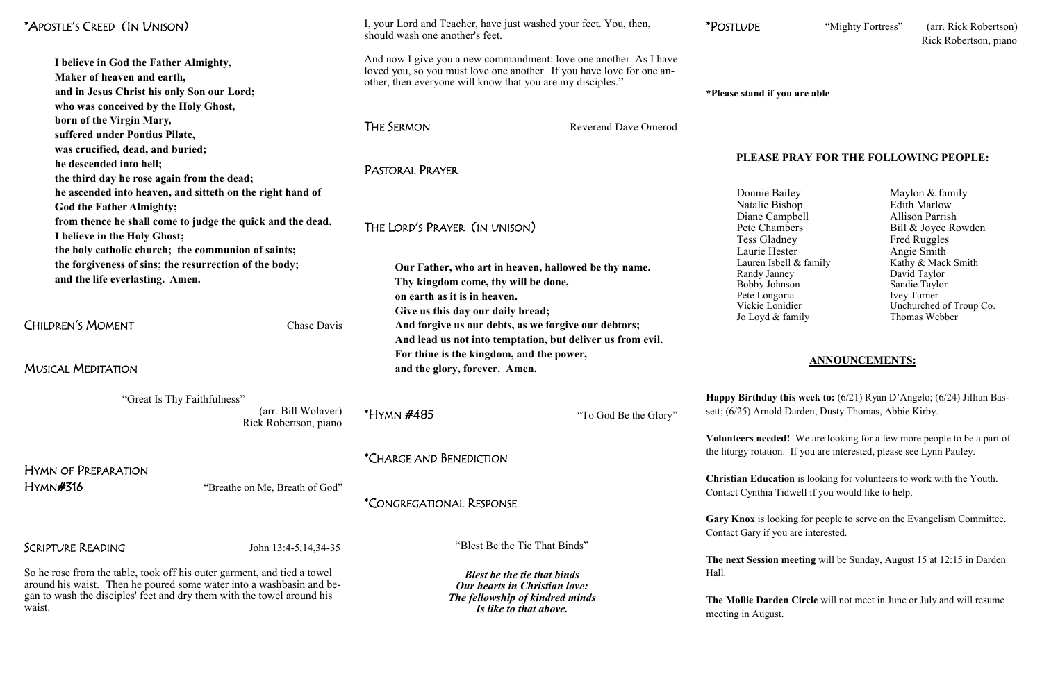## *Apostle's Creed (In Unison)

**I believe in God the Father Almighty,**
**Maker of heaven and earth,**
**and in Jesus Christ his only Son our Lord;**
**who was conceived by the Holy Ghost,**
**born of the Virgin Mary,**
**suffered under Pontius Pilate,**
**was crucified, dead, and buried;**
**he descended into hell;**
**the third day he rose again from the dead;**
**he ascended into heaven, and sitteth on the right hand of God the Father Almighty;**
**from thence he shall come to judge the quick and the dead.**
**I believe in the Holy Ghost;**
**the holy catholic church; the communion of saints;**
**the forgiveness of sins; the resurrection of the body;**
**and the life everlasting. Amen.**

## Children's Moment

Chase Davis

## Musical Meditation

"Great Is Thy Faithfulness" (arr. Bill Wolaver)
Rick Robertson, piano

## Hymn of Preparation

## Hymn#316

"Breathe on Me, Breath of God"

## Scripture Reading

John 13:4-5,14,34-35

So he rose from the table, took off his outer garment, and tied a towel around his waist. Then he poured some water into a washbasin and began to wash the disciples' feet and dry them with the towel around his waist.

I, your Lord and Teacher, have just washed your feet. You, then, should wash one another's feet.

And now I give you a new commandment: love one another. As I have loved you, so you must love one another. If you have love for one another, then everyone will know that you are my disciples."

## The Sermon

Reverend Dave Omerod

## Pastoral Prayer

## The Lord's Prayer (In Unison)

**Our Father, who art in heaven, hallowed be thy name.**
**Thy kingdom come, thy will be done,**
**on earth as it is in heaven.**
**Give us this day our daily bread;**
**And forgive us our debts, as we forgive our debtors;**
**And lead us not into temptation, but deliver us from evil.**
**For thine is the kingdom, and the power,**
**and the glory, forever. Amen.**

## *Hymn #485

"To God Be the Glory"

## *Charge and Benediction

## *Congregational Response

"Blest Be the Tie That Binds"

***Blest be the tie that binds***
***Our hearts in Christian love:***
***The fellowship of kindred minds***
***Is like to that above.***

## *Postlude

"Mighty Fortress" (arr. Rick Robertson)
Rick Robertson, piano

**\*Please stand if you are able**

### PLEASE PRAY FOR THE FOLLOWING PEOPLE:

| | |
|---|---|
| Donnie Bailey | Maylon & family |
| Natalie Bishop | Edith Marlow |
| Diane Campbell | Allison Parrish |
| Pete Chambers | Bill & Joyce Rowden |
| Tess Gladney | Fred Ruggles |
| Laurie Hester | Angie Smith |
| Lauren Isbell & family | Kathy & Mack Smith |
| Randy Janney | David Taylor |
| Bobby Johnson | Sandie Taylor |
| Pete Longoria | Ivey Turner |
| Vickie Lonidier | Unchurched of Troup Co. |
| Jo Loyd & family | Thomas Webber |

### ANNOUNCEMENTS:

**Happy Birthday this week to:** (6/21) Ryan D'Angelo; (6/24) Jillian Bassett; (6/25) Arnold Darden, Dusty Thomas, Abbie Kirby.

**Volunteers needed!** We are looking for a few more people to be a part of the liturgy rotation. If you are interested, please see Lynn Pauley.

**Christian Education** is looking for volunteers to work with the Youth. Contact Cynthia Tidwell if you would like to help.

**Gary Knox** is looking for people to serve on the Evangelism Committee. Contact Gary if you are interested.

**The next Session meeting** will be Sunday, August 15 at 12:15 in Darden Hall.

**The Mollie Darden Circle** will not meet in June or July and will resume meeting in August.